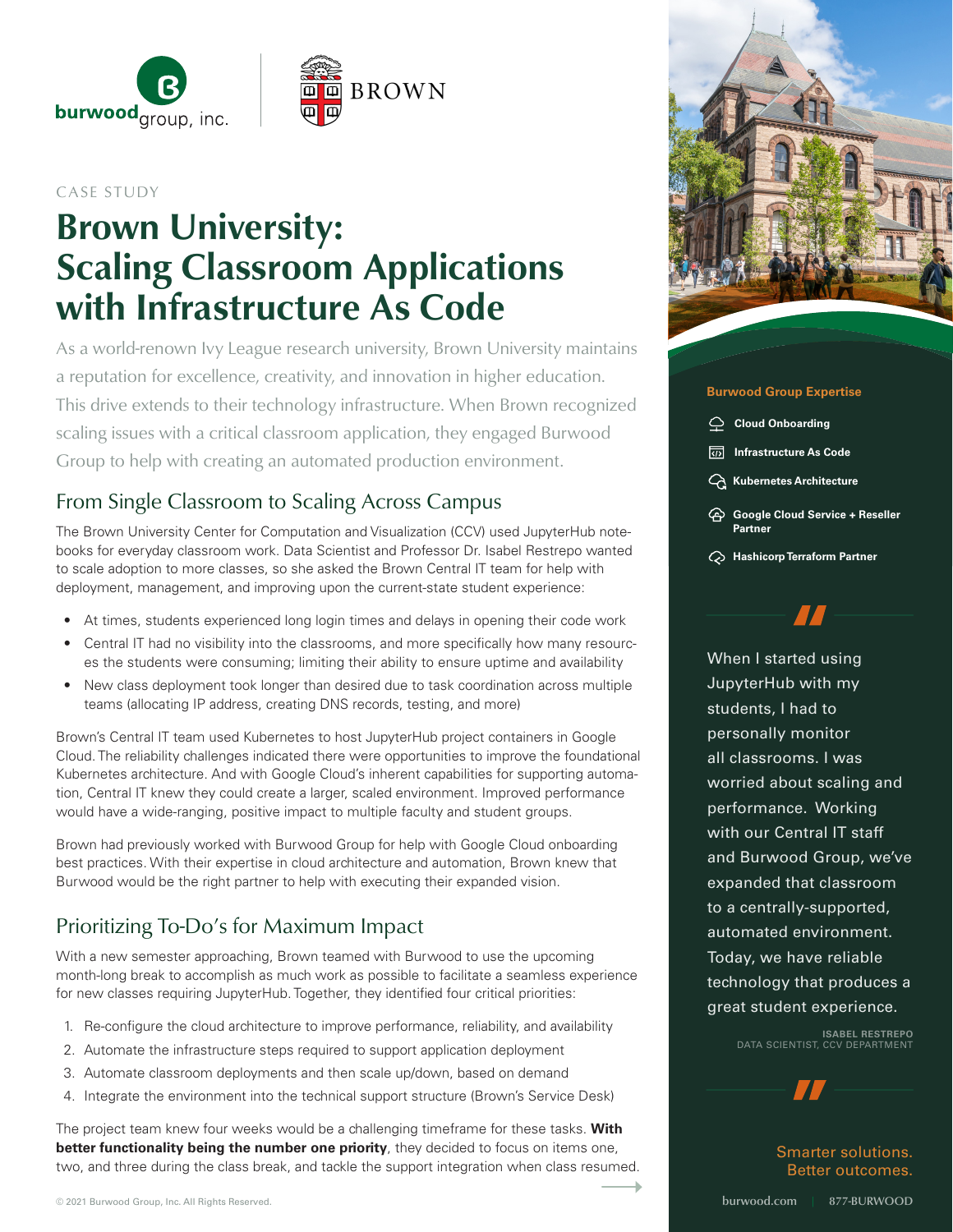CASE STUDY

# Brown University: Scaling Classroom Applications with Infrastructure As Code

As a world-renown Ivy League research university, Brown University maintains a reputation for excellence, creativity, and innovation in higher education. This drive extends to their technology infrastructure. When Brown recognized scaling issues with a critical classroom application, they engaged Burwood Group to help with creating an automated production environment.

## From Single Classroom to Scaling Across Campus

The Brown University Center for Computation and Visualization (CCV) used JupyterHub notebooks for everyday classroom work. Data Scientist and Professor Dr. Isabel Restrepo wanted to scale adoption to more classes, so she asked the Brown Central IT team for help with deployment, management, and improving upon the current-state student experience:

- At times, students experienced long login times and delays in opening their code work
- Central IT had no visibility into the classrooms, and more specifically how many resources the students were consuming; limiting their ability to ensure uptime and availability
- New class deployment took longer than desired due to task coordination across multiple teams (allocating IP address, creating DNS records, testing, and more)

Brown's Central IT team used Kubernetes to host JupyterHub project containers in Google Cloud. The reliability challenges indicated there were opportunities to improve the foundational Kubernetes architecture. And with Google Cloud's inherent capabilities for supporting automation, Central IT knew they could create a larger, scaled environment. Improved performance would have a wide-ranging, positive impact to multiple faculty and student groups.

Brown had previously worked with Burwood Group for help with Google Cloud onboarding best practices. With their expertise in cloud architecture and automation, Brown knew that Burwood would be the right partner to help with executing their expanded vision.

## Prioritizing To-Do's for Maximum Impact

With a new semester approaching, Brown teamed with Burwood to use the upcoming month-long break to accomplish as much work as possible to facilitate a seamless experience for new classes requiring JupyterHub. Together, they identified four critical priorities:

1. Re-configure the cloud architecture to improve performance, reliability, and availability
2. Automate the infrastructure steps required to support application deployment
3. Automate classroom deployments and then scale up/down, based on demand
4. Integrate the environment into the technical support structure (Brown's Service Desk)

The project team knew four weeks would be a challenging timeframe for these tasks. **With better functionality being the number one priority**, they decided to focus on items one, two, and three during the class break, and tackle the support integration when class resumed.

### Burwood Group Expertise

- Cloud Onboarding
- Infrastructure As Code
- Kubernetes Architecture
- Google Cloud Service + Reseller Partner
- Hashicorp Terraform Partner

> When I started using JupyterHub with my students, I had to personally monitor all classrooms. I was worried about scaling and performance. Working with our Central IT staff and Burwood Group, we've expanded that classroom to a centrally-supported, automated environment. Today, we have reliable technology that produces a great student experience.
>
> ISABEL RESTREPO
> DATA SCIENTIST, CCV DEPARTMENT

Smarter solutions. Better outcomes.

burwood.com | 877-BURWOOD

© 2021 Burwood Group, Inc. All Rights Reserved.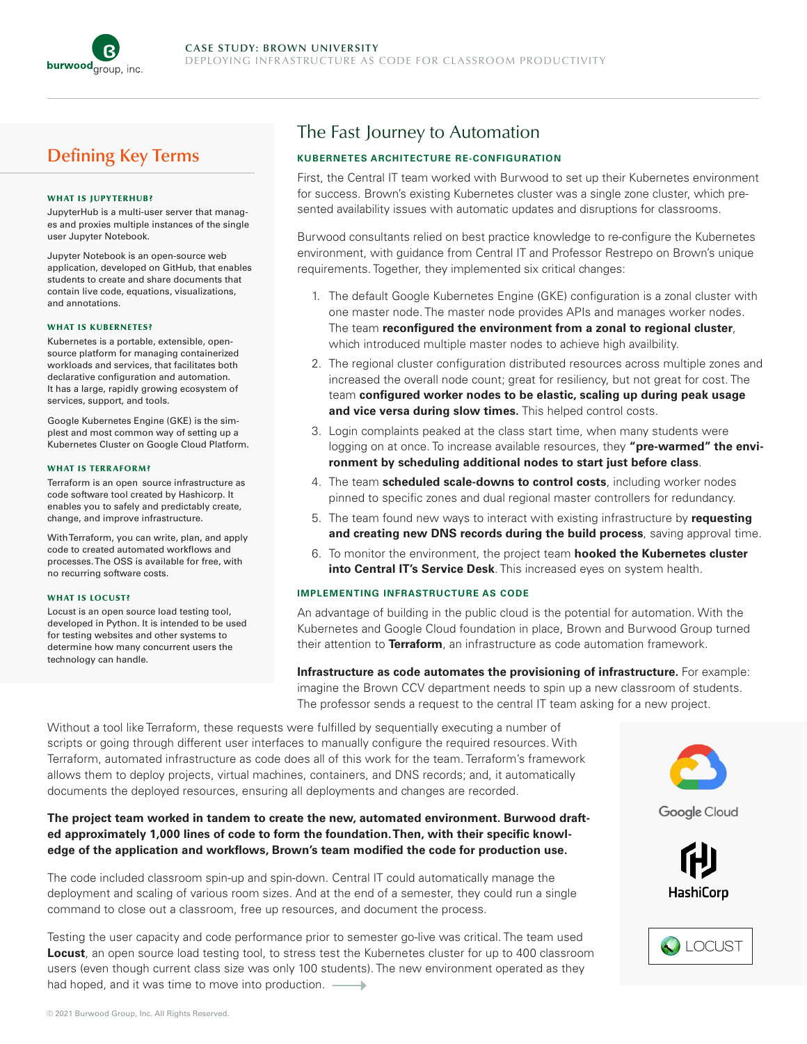## Defining Key Terms

#### WHAT IS JUPYTERHUB?

JupyterHub is a multi-user server that manages and proxies multiple instances of the single user Jupyter Notebook.

Jupyter Notebook is an open-source web application, developed on GitHub, that enables students to create and share documents that contain live code, equations, visualizations, and annotations.

#### WHAT IS KUBERNETES?

Kubernetes is a portable, extensible, open-source platform for managing containerized workloads and services, that facilitates both declarative configuration and automation. It has a large, rapidly growing ecosystem of services, support, and tools.

Google Kubernetes Engine (GKE) is the simplest and most common way of setting up a Kubernetes Cluster on Google Cloud Platform.

#### WHAT IS TERRAFORM?

Terraform is an open source infrastructure as code software tool created by Hashicorp. It enables you to safely and predictably create, change, and improve infrastructure.

With Terraform, you can write, plan, and apply code to created automated workflows and processes. The OSS is available for free, with no recurring software costs.

#### WHAT IS LOCUST?

Locust is an open source load testing tool, developed in Python. It is intended to be used for testing websites and other systems to determine how many concurrent users the technology can handle.

# The Fast Journey to Automation

### KUBERNETES ARCHITECTURE RE-CONFIGURATION

First, the Central IT team worked with Burwood to set up their Kubernetes environment for success. Brown's existing Kubernetes cluster was a single zone cluster, which presented availability issues with automatic updates and disruptions for classrooms.

Burwood consultants relied on best practice knowledge to re-configure the Kubernetes environment, with guidance from Central IT and Professor Restrepo on Brown's unique requirements. Together, they implemented six critical changes:

1. The default Google Kubernetes Engine (GKE) configuration is a zonal cluster with one master node. The master node provides APIs and manages worker nodes. The team **reconfigured the environment from a zonal to regional cluster**, which introduced multiple master nodes to achieve high availbility.
2. The regional cluster configuration distributed resources across multiple zones and increased the overall node count; great for resiliency, but not great for cost. The team **configured worker nodes to be elastic, scaling up during peak usage and vice versa during slow times.** This helped control costs.
3. Login complaints peaked at the class start time, when many students were logging on at once. To increase available resources, they **"pre-warmed" the environment by scheduling additional nodes to start just before class**.
4. The team **scheduled scale-downs to control costs**, including worker nodes pinned to specific zones and dual regional master controllers for redundancy.
5. The team found new ways to interact with existing infrastructure by **requesting and creating new DNS records during the build process**, saving approval time.
6. To monitor the environment, the project team **hooked the Kubernetes cluster into Central IT's Service Desk**. This increased eyes on system health.

### IMPLEMENTING INFRASTRUCTURE AS CODE

An advantage of building in the public cloud is the potential for automation. With the Kubernetes and Google Cloud foundation in place, Brown and Burwood Group turned their attention to **Terraform**, an infrastructure as code automation framework.

**Infrastructure as code automates the provisioning of infrastructure.** For example: imagine the Brown CCV department needs to spin up a new classroom of students. The professor sends a request to the central IT team asking for a new project.

Without a tool like Terraform, these requests were fulfilled by sequentially executing a number of scripts or going through different user interfaces to manually configure the required resources. With Terraform, automated infrastructure as code does all of this work for the team. Terraform's framework allows them to deploy projects, virtual machines, containers, and DNS records; and, it automatically documents the deployed resources, ensuring all deployments and changes are recorded.

**The project team worked in tandem to create the new, automated environment. Burwood drafted approximately 1,000 lines of code to form the foundation. Then, with their specific knowledge of the application and workflows, Brown's team modified the code for production use.**

The code included classroom spin-up and spin-down. Central IT could automatically manage the deployment and scaling of various room sizes. And at the end of a semester, they could run a single command to close out a classroom, free up resources, and document the process.

Testing the user capacity and code performance prior to semester go-live was critical. The team used **Locust**, an open source load testing tool, to stress test the Kubernetes cluster for up to 400 classroom users (even though current class size was only 100 students). The new environment operated as they had hoped, and it was time to move into production.

© 2021 Burwood Group, Inc. All Rights Reserved.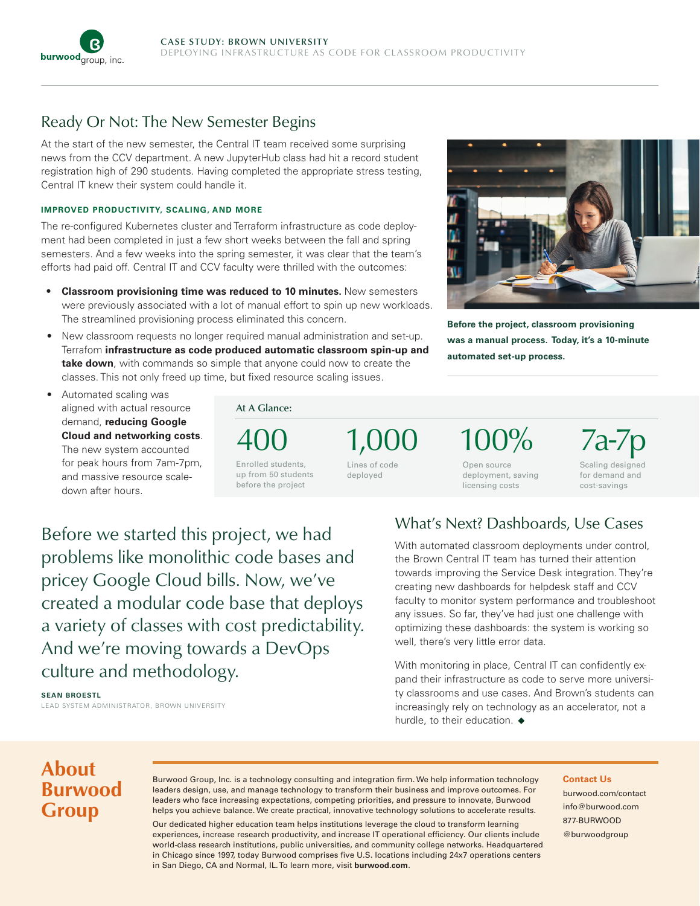CASE STUDY: BROWN UNIVERSITY
DEPLOYING INFRASTRUCTURE AS CODE FOR CLASSROOM PRODUCTIVITY

## Ready Or Not: The New Semester Begins

At the start of the new semester, the Central IT team received some surprising news from the CCV department. A new JupyterHub class had hit a record student registration high of 290 students. Having completed the appropriate stress testing, Central IT knew their system could handle it.

### IMPROVED PRODUCTIVITY, SCALING, AND MORE

The re-configured Kubernetes cluster and Terraform infrastructure as code deployment had been completed in just a few short weeks between the fall and spring semesters. And a few weeks into the spring semester, it was clear that the team's efforts had paid off. Central IT and CCV faculty were thrilled with the outcomes:

- **Classroom provisioning time was reduced to 10 minutes.** New semesters were previously associated with a lot of manual effort to spin up new workloads. The streamlined provisioning process eliminated this concern.
- New classroom requests no longer required manual administration and set-up. Terrafom **infrastructure as code produced automatic classroom spin-up and take down**, with commands so simple that anyone could now to create the classes. This not only freed up time, but fixed resource scaling issues.
- Automated scaling was aligned with actual resource demand, **reducing Google Cloud and networking costs**. The new system accounted for peak hours from 7am-7pm, and massive resource scale-down after hours.

**Before the project, classroom provisioning was a manual process. Today, it's a 10-minute automated set-up process.**

### At A Glance:

**400**
Enrolled students, up from 50 students before the project

**1,000**
Lines of code deployed

**100%**
Open source deployment, saving licensing costs

**7a-7p**
Scaling designed for demand and cost-savings

> Before we started this project, we had problems like monolithic code bases and pricey Google Cloud bills. Now, we've created a modular code base that deploys a variety of classes with cost predictability. And we're moving towards a DevOps culture and methodology.
>
> **SEAN BROESTL**
> LEAD SYSTEM ADMINISTRATOR, BROWN UNIVERSITY

## What's Next? Dashboards, Use Cases

With automated classroom deployments under control, the Brown Central IT team has turned their attention towards improving the Service Desk integration. They're creating new dashboards for helpdesk staff and CCV faculty to monitor system performance and troubleshoot any issues. So far, they've had just one challenge with optimizing these dashboards: the system is working so well, there's very little error data.

With monitoring in place, Central IT can confidently expand their infrastructure as code to serve more university classrooms and use cases. And Brown's students can increasingly rely on technology as an accelerator, not a hurdle, to their education. ◆

## About Burwood Group

Burwood Group, Inc. is a technology consulting and integration firm. We help information technology leaders design, use, and manage technology to transform their business and improve outcomes. For leaders who face increasing expectations, competing priorities, and pressure to innovate, Burwood helps you achieve balance. We create practical, innovative technology solutions to accelerate results.

Our dedicated higher education team helps institutions leverage the cloud to transform learning experiences, increase research productivity, and increase IT operational efficiency. Our clients include world-class research institutions, public universities, and community college networks. Headquartered in Chicago since 1997, today Burwood comprises five U.S. locations including 24x7 operations centers in San Diego, CA and Normal, IL. To learn more, visit **burwood.com**.

**Contact Us**
burwood.com/contact
info@burwood.com
877-BURWOOD
@burwoodgroup